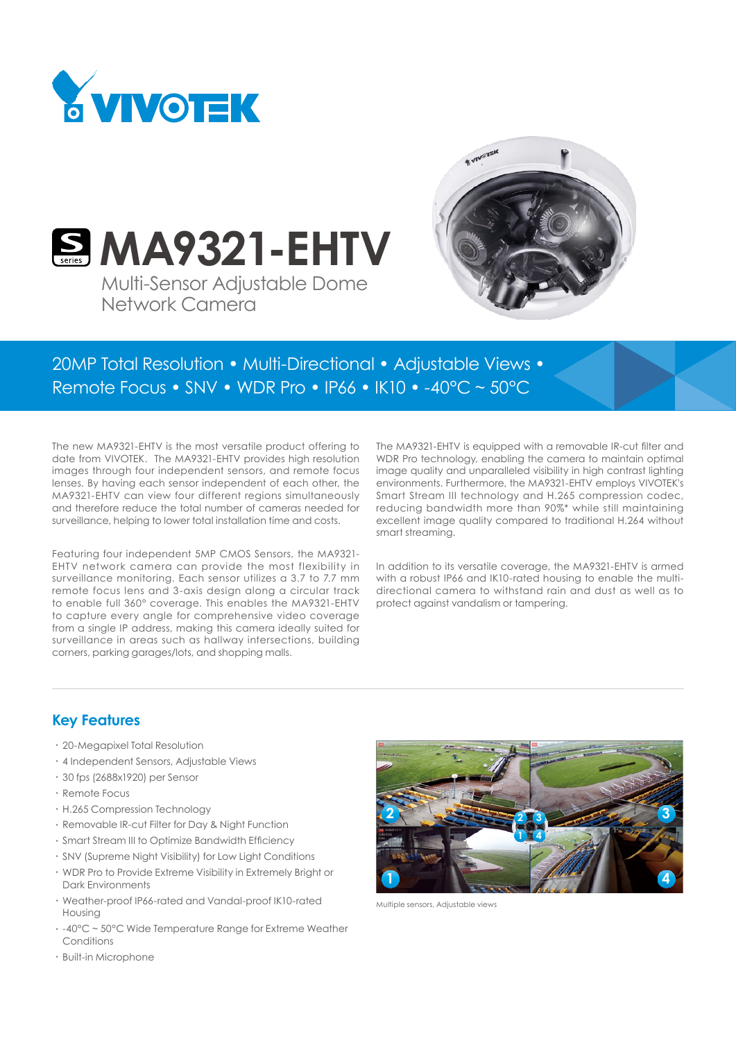# MA9321-EHTV

Multi-Sensor Adjustable Dome Network Camera

20MP Total Resolution • Multi-Directional • Adjustable Views • Remote Focus • SNV • WDR Pro • IP66 • IK10 • -40°C ~ 50°C

The new MA9321-EHTV is the most versatile product offering to date from VIVOTEK. The MA9321-EHTV provides high resolution images through four independent sensors, and remote focus lenses. By having each sensor independent of each other, the MA9321-EHTV can view four different regions simultaneously and therefore reduce the total number of cameras needed for surveillance, helping to lower total installation time and costs.

Featuring four independent 5MP CMOS Sensors, the MA9321-EHTV network camera can provide the most flexibility in surveillance monitoring. Each sensor utilizes a 3.7 to 7.7 mm remote focus lens and 3-axis design along a circular track to enable full 360° coverage. This enables the MA9321-EHTV to capture every angle for comprehensive video coverage from a single IP address, making this camera ideally suited for surveillance in areas such as hallway intersections, building corners, parking garages/lots, and shopping malls.

The MA9321-EHTV is equipped with a removable IR-cut filter and WDR Pro technology, enabling the camera to maintain optimal image quality and unparalleled visibility in high contrast lighting environments. Furthermore, the MA9321-EHTV employs VIVOTEK's Smart Stream III technology and H.265 compression codec, reducing bandwidth more than 90%* while still maintaining excellent image quality compared to traditional H.264 without smart streaming.

In addition to its versatile coverage, the MA9321-EHTV is armed with a robust IP66 and IK10-rated housing to enable the multi-directional camera to withstand rain and dust as well as to protect against vandalism or tampering.

## Key Features

- 20-Megapixel Total Resolution
- 4 Independent Sensors, Adjustable Views
- 30 fps (2688x1920) per Sensor
- Remote Focus
- H.265 Compression Technology
- Removable IR-cut Filter for Day & Night Function
- Smart Stream III to Optimize Bandwidth Efficiency
- SNV (Supreme Night Visibility) for Low Light Conditions
- WDR Pro to Provide Extreme Visibility in Extremely Bright or Dark Environments
- Weather-proof IP66-rated and Vandal-proof IK10-rated Housing
- -40°C ~ 50°C Wide Temperature Range for Extreme Weather Conditions
- Built-in Microphone

Multiple sensors, Adjustable views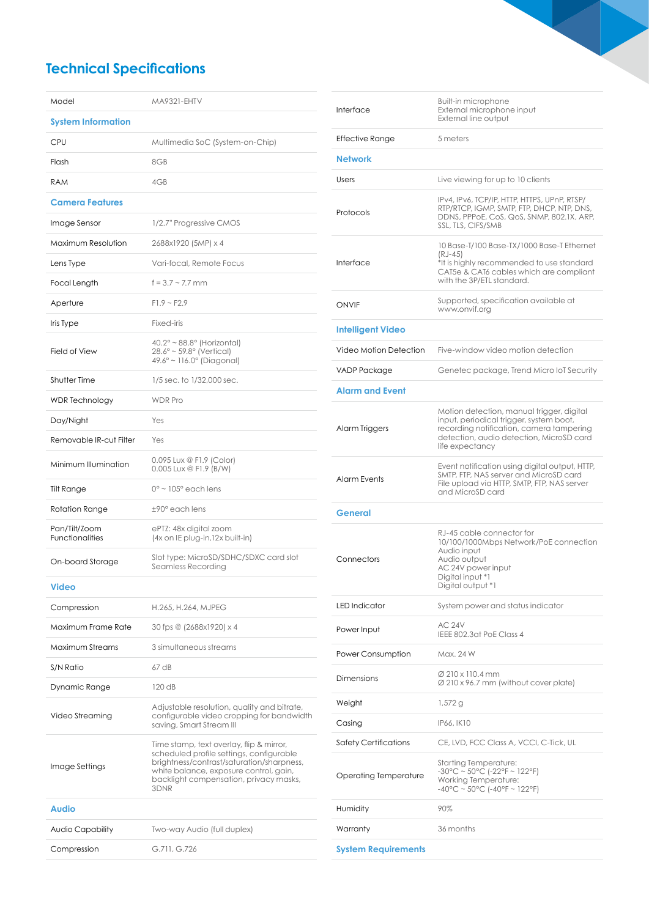# Technical Specifications

| | |
|---|---|
| Model | MA9321-EHTV |
| **System Information** | |
| CPU | Multimedia SoC (System-on-Chip) |
| Flash | 8GB |
| RAM | 4GB |
| **Camera Features** | |
| Image Sensor | 1/2.7" Progressive CMOS |
| Maximum Resolution | 2688x1920 (5MP) x 4 |
| Lens Type | Vari-focal, Remote Focus |
| Focal Length | f = 3.7 ~ 7.7 mm |
| Aperture | F1.9 ~ F2.9 |
| Iris Type | Fixed-iris |
| Field of View | 40.2° ~ 88.8° (Horizontal)<br>28.6° ~ 59.8° (Vertical)<br>49.6° ~ 116.0° (Diagonal) |
| Shutter Time | 1/5 sec. to 1/32,000 sec. |
| WDR Technology | WDR Pro |
| Day/Night | Yes |
| Removable IR-cut Filter | Yes |
| Minimum Illumination | 0.095 Lux @ F1.9 (Color)<br>0.005 Lux @ F1.9 (B/W) |
| Tilt Range | 0° ~ 105° each lens |
| Rotation Range | ±90° each lens |
| Pan/Tilt/Zoom Functionalities | ePTZ: 48x digital zoom<br>(4x on IE plug-in,12x built-in) |
| On-board Storage | Slot type: MicroSD/SDHC/SDXC card slot<br>Seamless Recording |
| **Video** | |
| Compression | H.265, H.264, MJPEG |
| Maximum Frame Rate | 30 fps @ (2688x1920) x 4 |
| Maximum Streams | 3 simultaneous streams |
| S/N Ratio | 67 dB |
| Dynamic Range | 120 dB |
| Video Streaming | Adjustable resolution, quality and bitrate, configurable video cropping for bandwidth saving, Smart Stream III |
| Image Settings | Time stamp, text overlay, flip & mirror, scheduled profile settings, configurable brightness/contrast/saturation/sharpness, white balance, exposure control, gain, backlight compensation, privacy masks, 3DNR |
| **Audio** | |
| Audio Capability | Two-way Audio (full duplex) |
| Compression | G.711, G.726 |
| Interface | Built-in microphone<br>External microphone input<br>External line output |
| Effective Range | 5 meters |
| **Network** | |
| Users | Live viewing for up to 10 clients |
| Protocols | IPv4, IPv6, TCP/IP, HTTP, HTTPS, UPnP, RTSP/RTP/RTCP, IGMP, SMTP, FTP, DHCP, NTP, DNS, DDNS, PPPoE, CoS, QoS, SNMP, 802.1X, ARP, SSL, TLS, CIFS/SMB |
| Interface | 10 Base-T/100 Base-TX/1000 Base-T Ethernet (RJ-45)<br>*It is highly recommended to use standard CAT5e & CAT6 cables which are compliant with the 3P/ETL standard. |
| ONVIF | Supported, specification available at www.onvif.org |
| **Intelligent Video** | |
| Video Motion Detection | Five-window video motion detection |
| VADP Package | Genetec package, Trend Micro IoT Security |
| **Alarm and Event** | |
| Alarm Triggers | Motion detection, manual trigger, digital input, periodical trigger, system boot, recording notification, camera tampering detection, audio detection, MicroSD card life expectancy |
| Alarm Events | Event notification using digital output, HTTP, SMTP, FTP, NAS server and MicroSD card<br>File upload via HTTP, SMTP, FTP, NAS server and MicroSD card |
| **General** | |
| Connectors | RJ-45 cable connector for 10/100/1000Mbps Network/PoE connection<br>Audio input<br>Audio output<br>AC 24V power input<br>Digital input *1<br>Digital output *1 |
| LED Indicator | System power and status indicator |
| Power Input | AC 24V<br>IEEE 802.3at PoE Class 4 |
| Power Consumption | Max. 24 W |
| Dimensions | Ø 210 x 110.4 mm<br>Ø 210 x 96.7 mm (without cover plate) |
| Weight | 1,572 g |
| Casing | IP66, IK10 |
| Safety Certifications | CE, LVD, FCC Class A, VCCI, C-Tick, UL |
| Operating Temperature | Starting Temperature:<br>-30°C ~ 50°C (-22°F ~ 122°F)<br>Working Temperature:<br>-40°C ~ 50°C (-40°F ~ 122°F) |
| Humidity | 90% |
| Warranty | 36 months |
| **System Requirements** | |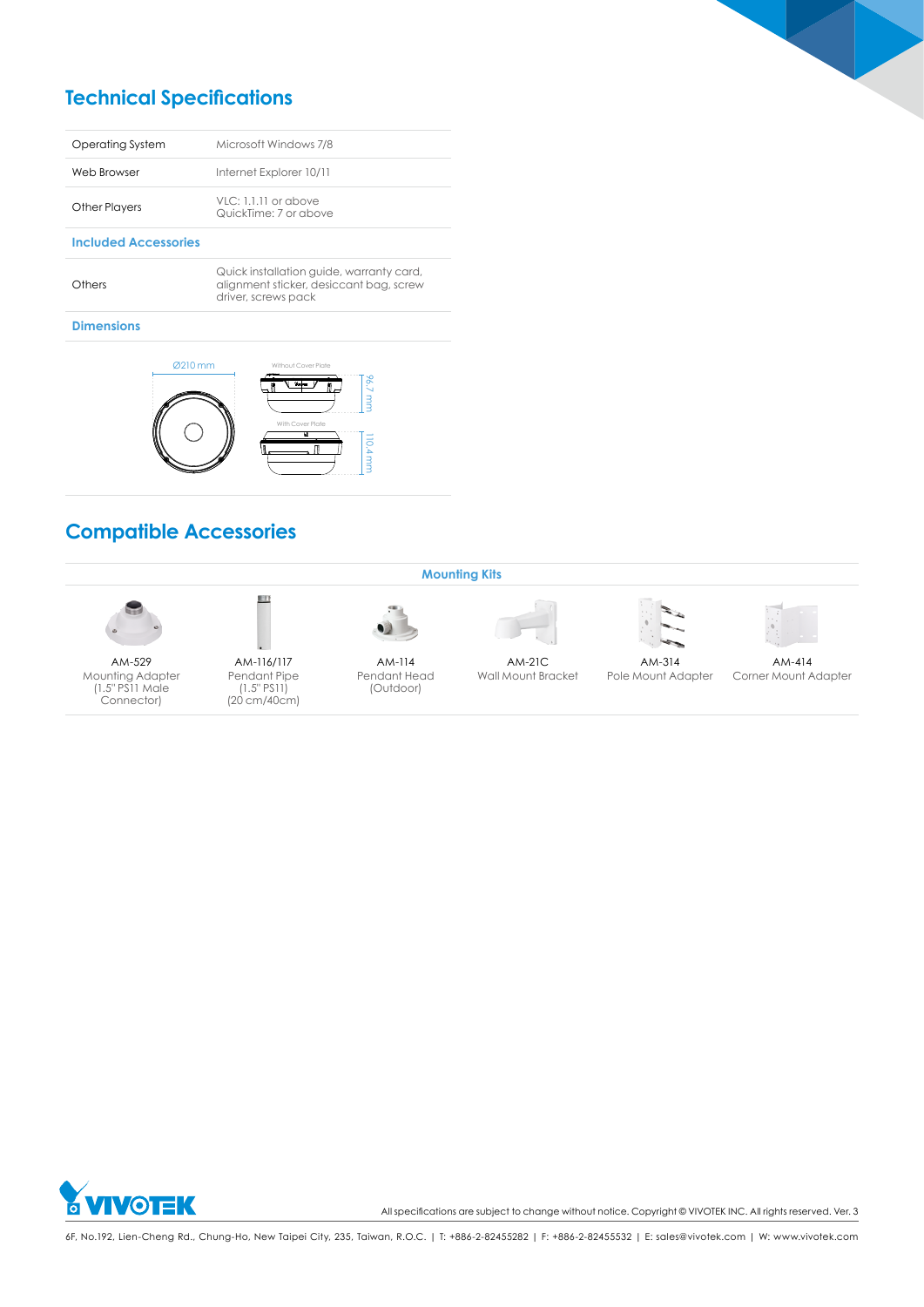## Technical Specifications

| | |
|---|---|
| Operating System | Microsoft Windows 7/8 |
| Web Browser | Internet Explorer 10/11 |
| Other Players | VLC: 1.1.11 or above<br>QuickTime: 7 or above |
| **Included Accessories** | |
| Others | Quick installation guide, warranty card, alignment sticker, desiccant bag, screw driver, screws pack |
| **Dimensions** | |

Ø210 mm

Without Cover Plate

96.7 mm

With Cover Plate

110.4 mm

## Compatible Accessories

**Mounting Kits**

| | | | | | |
|---|---|---|---|---|---|
| AM-529<br>Mounting Adapter<br>(1.5" PS11 Male Connector) | AM-116/117<br>Pendant Pipe<br>(1.5" PS11)<br>(20 cm/40cm) | AM-114<br>Pendant Head<br>(Outdoor) | AM-21C<br>Wall Mount Bracket | AM-314<br>Pole Mount Adapter | AM-414<br>Corner Mount Adapter |

All specifications are subject to change without notice. Copyright © VIVOTEK INC. All rights reserved. Ver. 3

6F, No.192, Lien-Cheng Rd., Chung-Ho, New Taipei City, 235, Taiwan, R.O.C. | T: +886-2-82455282 | F: +886-2-82455532 | E: sales@vivotek.com | W: www.vivotek.com